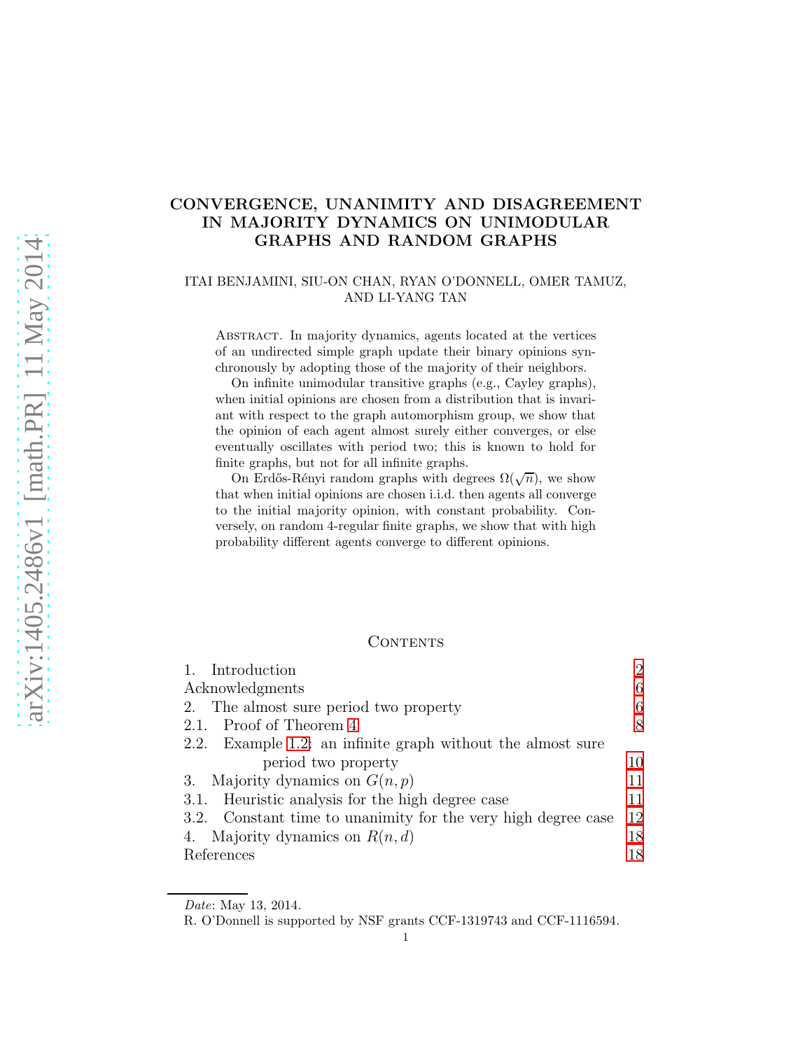# CONVERGENCE, UNANIMITY AND DISAGREEMENT IN MAJORITY DYNAMICS ON UNIMODULAR GRAPHS AND RANDOM GRAPHS

ITAI BENJAMINI, SIU-ON CHAN, RYAN O'DONNELL, OMER TAMUZ, AND LI-YANG TAN

Abstract. In majority dynamics, agents located at the vertices of an undirected simple graph update their binary opinions synchronously by adopting those of the majority of their neighbors.

On infinite unimodular transitive graphs (e.g., Cayley graphs), when initial opinions are chosen from a distribution that is invariant with respect to the graph automorphism group, we show that the opinion of each agent almost surely either converges, or else eventually oscillates with period two; this is known to hold for finite graphs, but not for all infinite graphs.

On Erdős-Rényi random graphs with degrees $\Omega(\sqrt{n})$, we show that when initial opinions are chosen i.i.d. then agents all converge to the initial majority opinion, with constant probability. Conversely, on random 4-regular finite graphs, we show that with high probability different agents converge to different opinions.

## Contents

1. Introduction — 2
Acknowledgments — 6
2. The almost sure period two property — 6
2.1. Proof of Theorem 4 — 8
2.2. Example 1.2: an infinite graph without the almost sure period two property — 10
3. Majority dynamics on $G(n,p)$ — 11
3.1. Heuristic analysis for the high degree case — 11
3.2. Constant time to unanimity for the very high degree case — 12
4. Majority dynamics on $R(n,d)$ — 18
References — 18

*Date*: May 13, 2014.
R. O'Donnell is supported by NSF grants CCF-1319743 and CCF-1116594.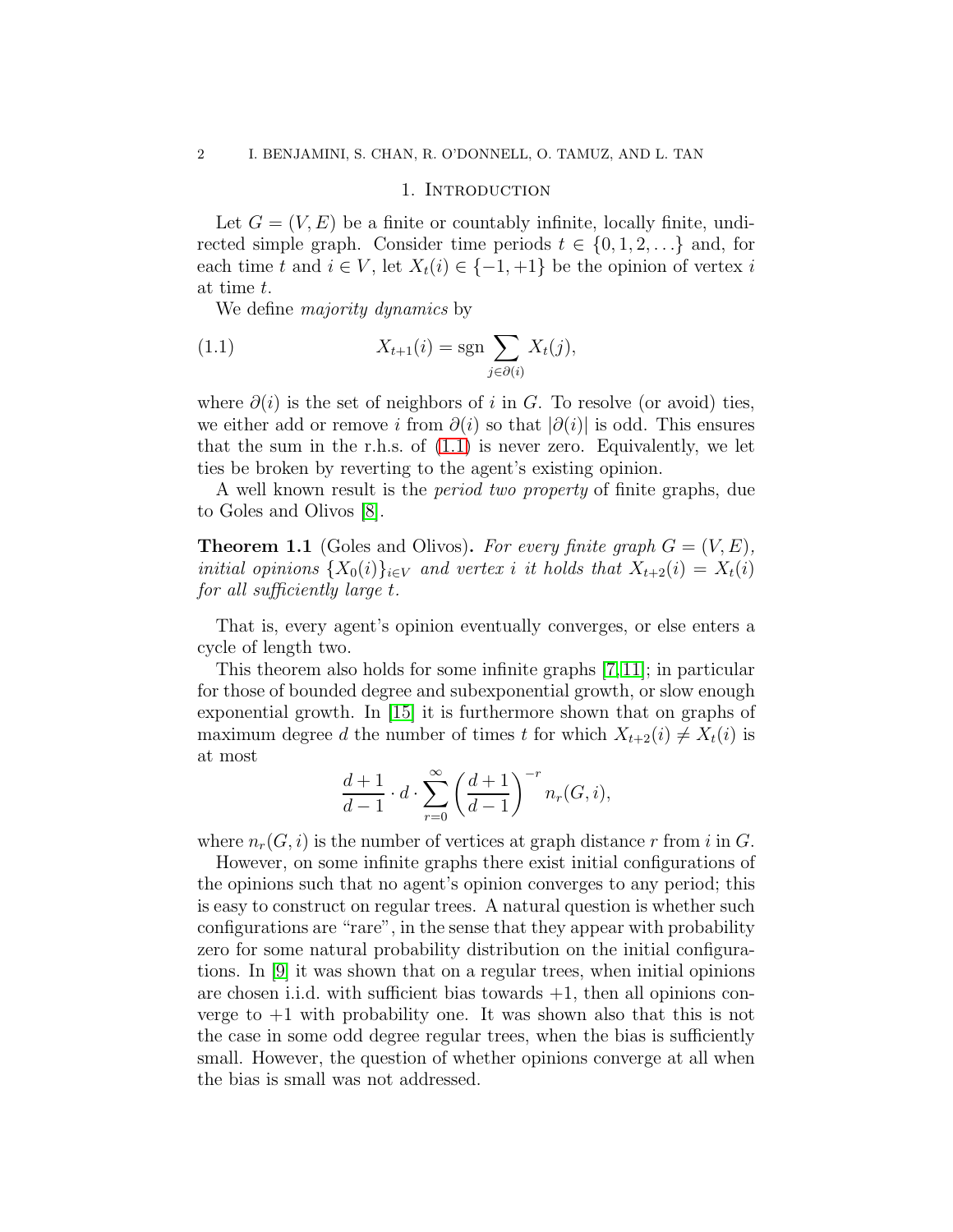## 1. Introduction

Let $G = (V, E)$ be a finite or countably infinite, locally finite, undirected simple graph. Consider time periods $t \in \{0, 1, 2, \ldots\}$ and, for each time $t$ and $i \in V$, let $X_t(i) \in \{-1, +1\}$ be the opinion of vertex $i$ at time $t$.

We define *majority dynamics* by

$$X_{t+1}(i) = \operatorname{sgn} \sum_{j \in \partial(i)} X_t(j), \tag{1.1}$$

where $\partial(i)$ is the set of neighbors of $i$ in $G$. To resolve (or avoid) ties, we either add or remove $i$ from $\partial(i)$ so that $|\partial(i)|$ is odd. This ensures that the sum in the r.h.s. of (1.1) is never zero. Equivalently, we let ties be broken by reverting to the agent's existing opinion.

A well known result is the *period two property* of finite graphs, due to Goles and Olivos [8].

**Theorem 1.1** (Goles and Olivos)**.** *For every finite graph $G = (V, E)$, initial opinions $\{X_0(i)\}_{i \in V}$ and vertex $i$ it holds that $X_{t+2}(i) = X_t(i)$ for all sufficiently large $t$.*

That is, every agent's opinion eventually converges, or else enters a cycle of length two.

This theorem also holds for some infinite graphs [7, 11]; in particular for those of bounded degree and subexponential growth, or slow enough exponential growth. In [15] it is furthermore shown that on graphs of maximum degree $d$ the number of times $t$ for which $X_{t+2}(i) \neq X_t(i)$ is at most

$$\frac{d+1}{d-1} \cdot d \cdot \sum_{r=0}^{\infty} \left( \frac{d+1}{d-1} \right)^{-r} n_r(G, i),$$

where $n_r(G, i)$ is the number of vertices at graph distance $r$ from $i$ in $G$.

However, on some infinite graphs there exist initial configurations of the opinions such that no agent's opinion converges to any period; this is easy to construct on regular trees. A natural question is whether such configurations are "rare", in the sense that they appear with probability zero for some natural probability distribution on the initial configurations. In [9] it was shown that on a regular trees, when initial opinions are chosen i.i.d. with sufficient bias towards $+1$, then all opinions converge to $+1$ with probability one. It was shown also that this is not the case in some odd degree regular trees, when the bias is sufficiently small. However, the question of whether opinions converge at all when the bias is small was not addressed.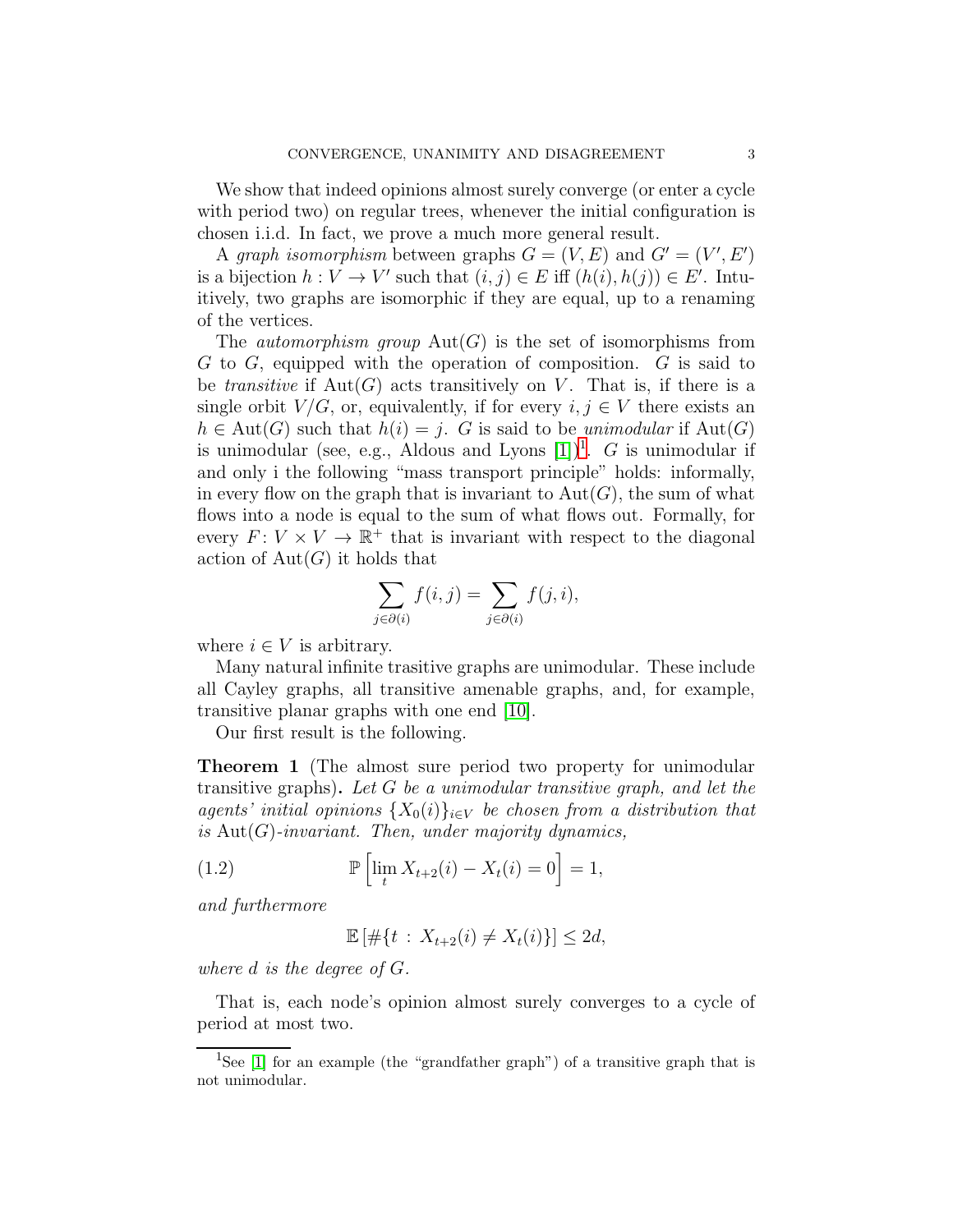We show that indeed opinions almost surely converge (or enter a cycle with period two) on regular trees, whenever the initial configuration is chosen i.i.d. In fact, we prove a much more general result.

A *graph isomorphism* between graphs $G = (V, E)$ and $G' = (V', E')$ is a bijection $h : V \to V'$ such that $(i, j) \in E$ iff $(h(i), h(j)) \in E'$. Intuitively, two graphs are isomorphic if they are equal, up to a renaming of the vertices.

The *automorphism group* $\mathrm{Aut}(G)$ is the set of isomorphisms from $G$ to $G$, equipped with the operation of composition. $G$ is said to be *transitive* if $\mathrm{Aut}(G)$ acts transitively on $V$. That is, if there is a single orbit $V/G$, or, equivalently, if for every $i, j \in V$ there exists an $h \in \mathrm{Aut}(G)$ such that $h(i) = j$. $G$ is said to be *unimodular* if $\mathrm{Aut}(G)$ is unimodular (see, e.g., Aldous and Lyons [1])[1]. $G$ is unimodular if and only i the following "mass transport principle" holds: informally, in every flow on the graph that is invariant to $\mathrm{Aut}(G)$, the sum of what flows into a node is equal to the sum of what flows out. Formally, for every $F : V \times V \to \mathbb{R}^+$ that is invariant with respect to the diagonal action of $\mathrm{Aut}(G)$ it holds that

$$\sum_{j \in \partial(i)} f(i, j) = \sum_{j \in \partial(i)} f(j, i),$$

where $i \in V$ is arbitrary.

Many natural infinite trasitive graphs are unimodular. These include all Cayley graphs, all transitive amenable graphs, and, for example, transitive planar graphs with one end [10].

Our first result is the following.

**Theorem 1** (The almost sure period two property for unimodular transitive graphs)**.** *Let $G$ be a unimodular transitive graph, and let the agents' initial opinions $\{X_0(i)\}_{i \in V}$ be chosen from a distribution that is $\mathrm{Aut}(G)$-invariant. Then, under majority dynamics,*

$$\mathbb{P}\left[\lim_t X_{t+2}(i) - X_t(i) = 0\right] = 1, \tag{1.2}$$

*and furthermore*

$$\mathbb{E}\left[\#\{t : X_{t+2}(i) \neq X_t(i)\}\right] \leq 2d,$$

*where $d$ is the degree of $G$.*

That is, each node's opinion almost surely converges to a cycle of period at most two.

[1] See [1] for an example (the "grandfather graph") of a transitive graph that is not unimodular.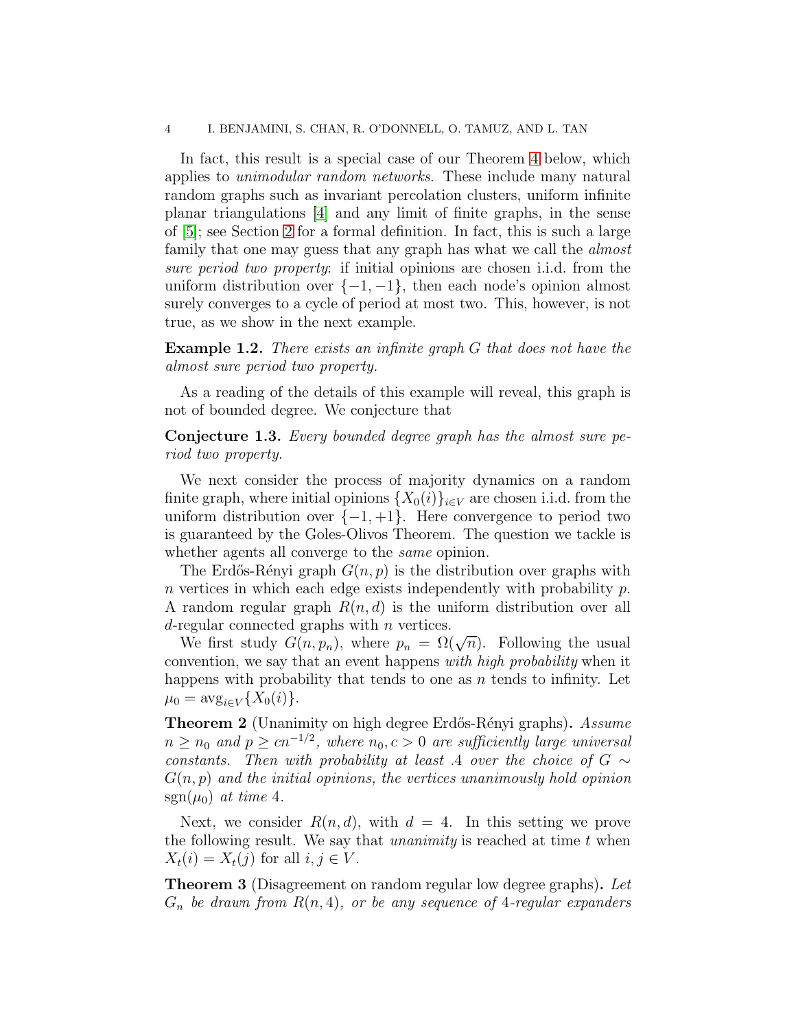In fact, this result is a special case of our Theorem 4 below, which applies to *unimodular random networks*. These include many natural random graphs such as invariant percolation clusters, uniform infinite planar triangulations [4] and any limit of finite graphs, in the sense of [5]; see Section 2 for a formal definition. In fact, this is such a large family that one may guess that any graph has what we call the *almost sure period two property*: if initial opinions are chosen i.i.d. from the uniform distribution over $\{-1, -1\}$, then each node's opinion almost surely converges to a cycle of period at most two. This, however, is not true, as we show in the next example.

**Example 1.2.** *There exists an infinite graph $G$ that does not have the almost sure period two property.*

As a reading of the details of this example will reveal, this graph is not of bounded degree. We conjecture that

**Conjecture 1.3.** *Every bounded degree graph has the almost sure period two property.*

We next consider the process of majority dynamics on a random finite graph, where initial opinions $\{X_0(i)\}_{i \in V}$ are chosen i.i.d. from the uniform distribution over $\{-1, +1\}$. Here convergence to period two is guaranteed by the Goles-Olivos Theorem. The question we tackle is whether agents all converge to the *same* opinion.

The Erdős-Rényi graph $G(n, p)$ is the distribution over graphs with $n$ vertices in which each edge exists independently with probability $p$. A random regular graph $R(n, d)$ is the uniform distribution over all $d$-regular connected graphs with $n$ vertices.

We first study $G(n, p_n)$, where $p_n = \Omega(\sqrt{n})$. Following the usual convention, we say that an event happens *with high probability* when it happens with probability that tends to one as $n$ tends to infinity. Let $\mu_0 = \text{avg}_{i \in V}\{X_0(i)\}$.

**Theorem 2** (Unanimity on high degree Erdős-Rényi graphs)**.** *Assume $n \geq n_0$ and $p \geq cn^{-1/2}$, where $n_0, c > 0$ are sufficiently large universal constants. Then with probability at least .4 over the choice of $G \sim G(n, p)$ and the initial opinions, the vertices unanimously hold opinion $\text{sgn}(\mu_0)$ at time 4.*

Next, we consider $R(n, d)$, with $d = 4$. In this setting we prove the following result. We say that *unanimity* is reached at time $t$ when $X_t(i) = X_t(j)$ for all $i, j \in V$.

**Theorem 3** (Disagreement on random regular low degree graphs)**.** *Let $G_n$ be drawn from $R(n, 4)$, or be any sequence of 4-regular expanders*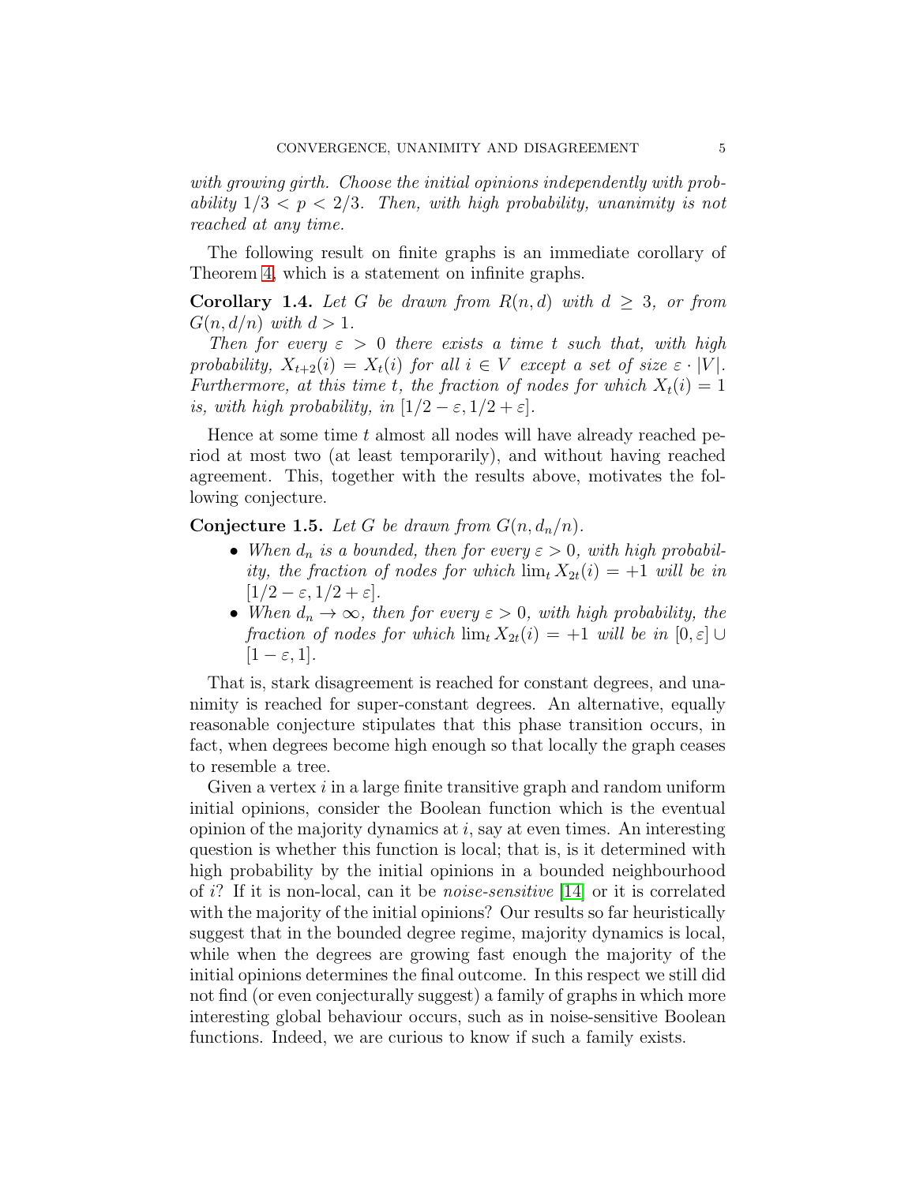*with growing girth. Choose the initial opinions independently with probability $1/3 < p < 2/3$. Then, with high probability, unanimity is not reached at any time.*

The following result on finite graphs is an immediate corollary of Theorem 4, which is a statement on infinite graphs.

**Corollary 1.4.** *Let $G$ be drawn from $R(n,d)$ with $d \geq 3$, or from $G(n,d/n)$ with $d > 1$.*

*Then for every $\varepsilon > 0$ there exists a time $t$ such that, with high probability, $X_{t+2}(i) = X_t(i)$ for all $i \in V$ except a set of size $\varepsilon \cdot |V|$. Furthermore, at this time $t$, the fraction of nodes for which $X_t(i) = 1$ is, with high probability, in $[1/2 - \varepsilon, 1/2 + \varepsilon]$.*

Hence at some time $t$ almost all nodes will have already reached period at most two (at least temporarily), and without having reached agreement. This, together with the results above, motivates the following conjecture.

**Conjecture 1.5.** *Let $G$ be drawn from $G(n, d_n/n)$.*

- *When $d_n$ is a bounded, then for every $\varepsilon > 0$, with high probability, the fraction of nodes for which $\lim_t X_{2t}(i) = +1$ will be in $[1/2 - \varepsilon, 1/2 + \varepsilon]$.*
- *When $d_n \to \infty$, then for every $\varepsilon > 0$, with high probability, the fraction of nodes for which $\lim_t X_{2t}(i) = +1$ will be in $[0, \varepsilon] \cup [1 - \varepsilon, 1]$.*

That is, stark disagreement is reached for constant degrees, and unanimity is reached for super-constant degrees. An alternative, equally reasonable conjecture stipulates that this phase transition occurs, in fact, when degrees become high enough so that locally the graph ceases to resemble a tree.

Given a vertex $i$ in a large finite transitive graph and random uniform initial opinions, consider the Boolean function which is the eventual opinion of the majority dynamics at $i$, say at even times. An interesting question is whether this function is local; that is, is it determined with high probability by the initial opinions in a bounded neighbourhood of $i$? If it is non-local, can it be *noise-sensitive* [14] or it is correlated with the majority of the initial opinions? Our results so far heuristically suggest that in the bounded degree regime, majority dynamics is local, while when the degrees are growing fast enough the majority of the initial opinions determines the final outcome. In this respect we still did not find (or even conjecturally suggest) a family of graphs in which more interesting global behaviour occurs, such as in noise-sensitive Boolean functions. Indeed, we are curious to know if such a family exists.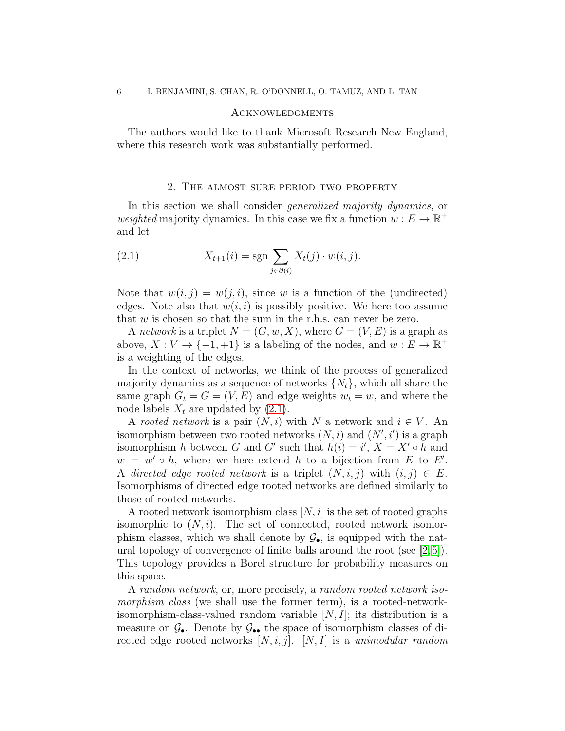## Acknowledgments

The authors would like to thank Microsoft Research New England, where this research work was substantially performed.

## 2. The almost sure period two property

In this section we shall consider *generalized majority dynamics*, or *weighted* majority dynamics. In this case we fix a function $w : E \to \mathbb{R}^+$ and let

$$X_{t+1}(i) = \operatorname{sgn} \sum_{j \in \partial(i)} X_t(j) \cdot w(i,j). \tag{2.1}$$

Note that $w(i,j) = w(j,i)$, since $w$ is a function of the (undirected) edges. Note also that $w(i,i)$ is possibly positive. We here too assume that $w$ is chosen so that the sum in the r.h.s. can never be zero.

A *network* is a triplet $N = (G, w, X)$, where $G = (V, E)$ is a graph as above, $X : V \to \{-1, +1\}$ is a labeling of the nodes, and $w : E \to \mathbb{R}^+$ is a weighting of the edges.

In the context of networks, we think of the process of generalized majority dynamics as a sequence of networks $\{N_t\}$, which all share the same graph $G_t = G = (V, E)$ and edge weights $w_t = w$, and where the node labels $X_t$ are updated by (2.1).

A *rooted network* is a pair $(N, i)$ with $N$ a network and $i \in V$. An isomorphism between two rooted networks $(N, i)$ and $(N', i')$ is a graph isomorphism $h$ between $G$ and $G'$ such that $h(i) = i'$, $X = X' \circ h$ and $w = w' \circ h$, where we here extend $h$ to a bijection from $E$ to $E'$. A *directed edge rooted network* is a triplet $(N, i, j)$ with $(i, j) \in E$. Isomorphisms of directed edge rooted networks are defined similarly to those of rooted networks.

A rooted network isomorphism class $[N, i]$ is the set of rooted graphs isomorphic to $(N, i)$. The set of connected, rooted network isomorphism classes, which we shall denote by $\mathcal{G}_\bullet$, is equipped with the natural topology of convergence of finite balls around the root (see [2, 5]). This topology provides a Borel structure for probability measures on this space.

A *random network*, or, more precisely, a *random rooted network isomorphism class* (we shall use the former term), is a rooted-network-isomorphism-class-valued random variable $[N, I]$; its distribution is a measure on $\mathcal{G}_\bullet$. Denote by $\mathcal{G}_{\bullet\bullet}$ the space of isomorphism classes of directed edge rooted networks $[N, i, j]$. $[N, I]$ is a *unimodular random*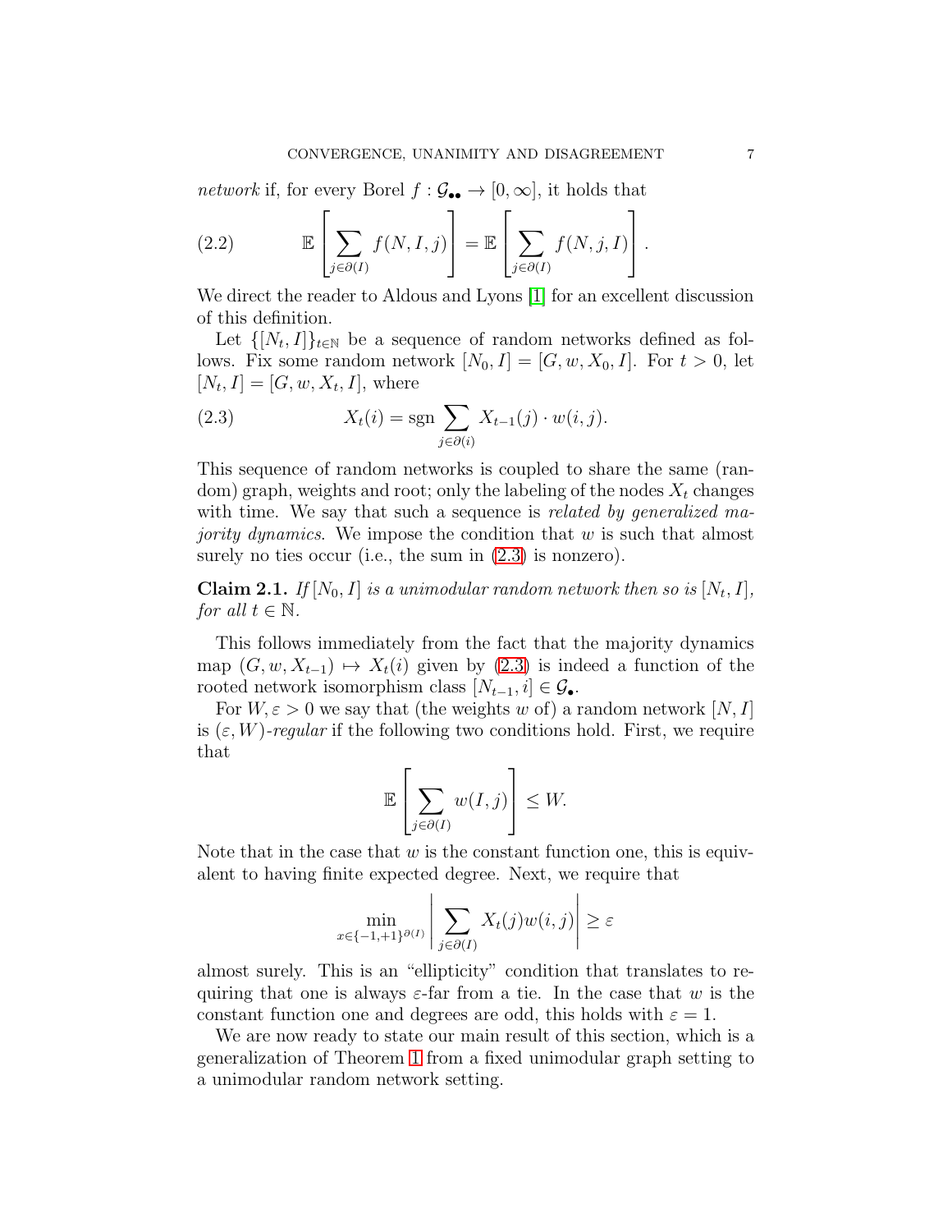*network* if, for every Borel $f : \mathcal{G}_{\bullet\bullet} \to [0, \infty]$, it holds that

$$\mathbb{E}\left[\sum_{j \in \partial(I)} f(N, I, j)\right] = \mathbb{E}\left[\sum_{j \in \partial(I)} f(N, j, I)\right]. \tag{2.2}$$

We direct the reader to Aldous and Lyons [1] for an excellent discussion of this definition.

Let $\{[N_t, I]\}_{t \in \mathbb{N}}$ be a sequence of random networks defined as follows. Fix some random network $[N_0, I] = [G, w, X_0, I]$. For $t > 0$, let $[N_t, I] = [G, w, X_t, I]$, where

$$X_t(i) = \operatorname{sgn} \sum_{j \in \partial(i)} X_{t-1}(j) \cdot w(i, j). \tag{2.3}$$

This sequence of random networks is coupled to share the same (random) graph, weights and root; only the labeling of the nodes $X_t$ changes with time. We say that such a sequence is *related by generalized majority dynamics*. We impose the condition that $w$ is such that almost surely no ties occur (i.e., the sum in (2.3) is nonzero).

**Claim 2.1.** *If $[N_0, I]$ is a unimodular random network then so is $[N_t, I]$, for all $t \in \mathbb{N}$.*

This follows immediately from the fact that the majority dynamics map $(G, w, X_{t-1}) \mapsto X_t(i)$ given by (2.3) is indeed a function of the rooted network isomorphism class $[N_{t-1}, i] \in \mathcal{G}_\bullet$.

For $W, \varepsilon > 0$ we say that (the weights $w$ of) a random network $[N, I]$ is $(\varepsilon, W)$*-regular* if the following two conditions hold. First, we require that

$$\mathbb{E}\left[\sum_{j \in \partial(I)} w(I, j)\right] \leq W.$$

Note that in the case that $w$ is the constant function one, this is equivalent to having finite expected degree. Next, we require that

$$\min_{x \in \{-1,+1\}^{\partial(I)}} \left| \sum_{j \in \partial(I)} X_t(j) w(i, j) \right| \geq \varepsilon$$

almost surely. This is an "ellipticity" condition that translates to requiring that one is always $\varepsilon$-far from a tie. In the case that $w$ is the constant function one and degrees are odd, this holds with $\varepsilon = 1$.

We are now ready to state our main result of this section, which is a generalization of Theorem 1 from a fixed unimodular graph setting to a unimodular random network setting.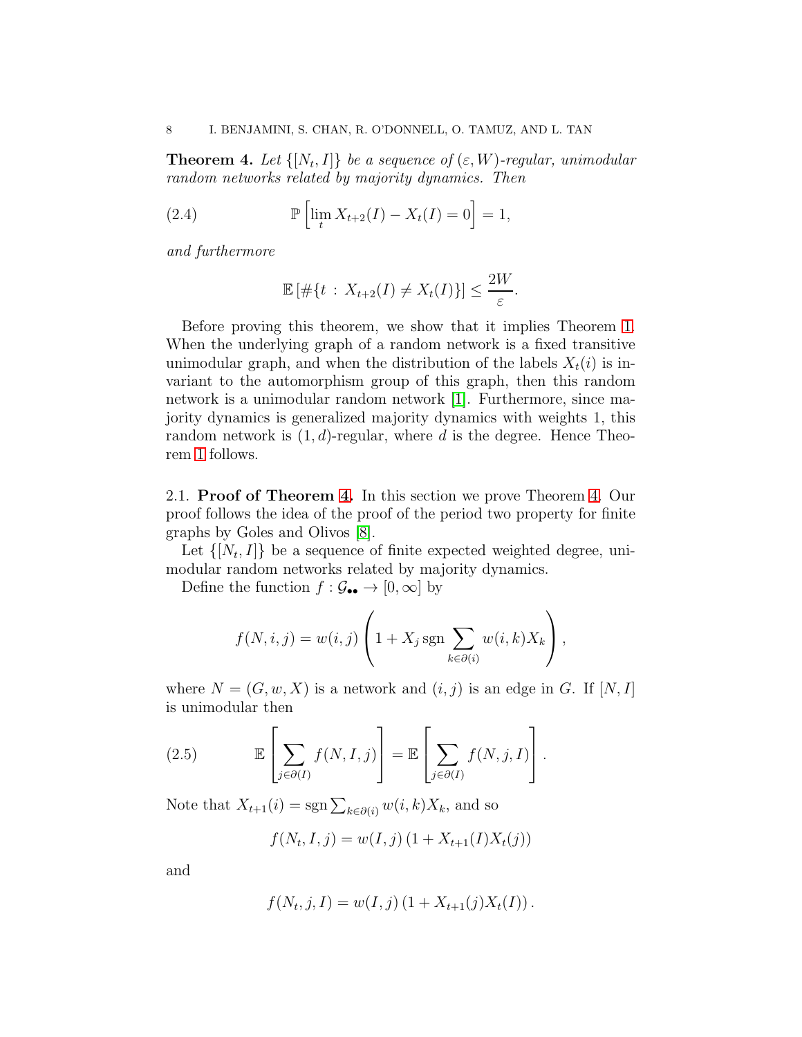**Theorem 4.** *Let $\{[N_t, I]\}$ be a sequence of $(\varepsilon, W)$-regular, unimodular random networks related by majority dynamics. Then*

$$\mathbb{P}\left[\lim_t X_{t+2}(I) - X_t(I) = 0\right] = 1, \tag{2.4}$$

*and furthermore*

$$\mathbb{E}\left[\#\{t : X_{t+2}(I) \neq X_t(I)\}\right] \leq \frac{2W}{\varepsilon}.$$

Before proving this theorem, we show that it implies Theorem 1. When the underlying graph of a random network is a fixed transitive unimodular graph, and when the distribution of the labels $X_t(i)$ is invariant to the automorphism group of this graph, then this random network is a unimodular random network [1]. Furthermore, since majority dynamics is generalized majority dynamics with weights 1, this random network is $(1, d)$-regular, where $d$ is the degree. Hence Theorem 1 follows.

## 2.1. Proof of Theorem 4.

In this section we prove Theorem 4. Our proof follows the idea of the proof of the period two property for finite graphs by Goles and Olivos [8].

Let $\{[N_t, I]\}$ be a sequence of finite expected weighted degree, unimodular random networks related by majority dynamics.

Define the function $f : \mathcal{G}_{\bullet\bullet} \to [0, \infty]$ by

$$f(N, i, j) = w(i,j)\left(1 + X_j \operatorname{sgn} \sum_{k \in \partial(i)} w(i,k) X_k\right),$$

where $N = (G, w, X)$ is a network and $(i, j)$ is an edge in $G$. If $[N, I]$ is unimodular then

$$\mathbb{E}\left[\sum_{j \in \partial(I)} f(N, I, j)\right] = \mathbb{E}\left[\sum_{j \in \partial(I)} f(N, j, I)\right]. \tag{2.5}$$

Note that $X_{t+1}(i) = \operatorname{sgn} \sum_{k \in \partial(i)} w(i,k) X_k$, and so

$$f(N_t, I, j) = w(I, j)\left(1 + X_{t+1}(I) X_t(j)\right)$$

and

$$f(N_t, j, I) = w(I, j)\left(1 + X_{t+1}(j) X_t(I)\right).$$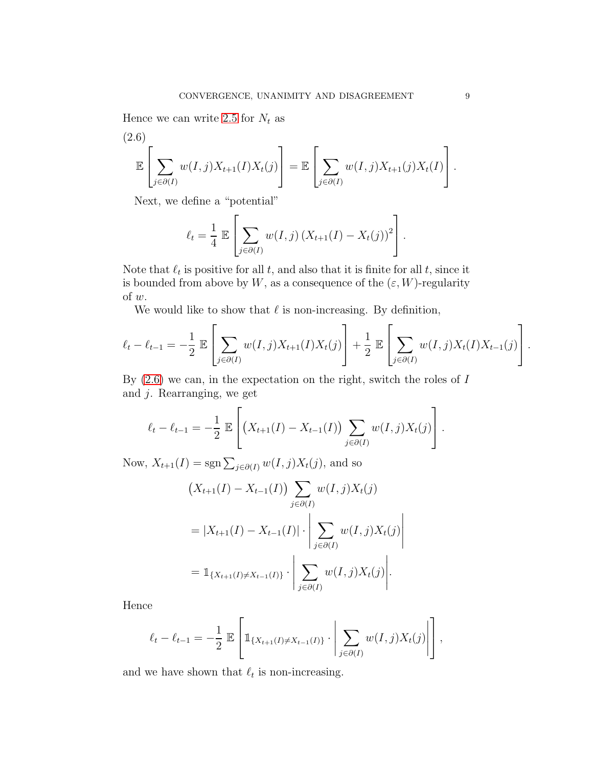Hence we can write 2.5 for $N_t$ as

(2.6)

$$\mathbb{E}\left[\sum_{j\in\partial(I)} w(I,j)X_{t+1}(I)X_t(j)\right] = \mathbb{E}\left[\sum_{j\in\partial(I)} w(I,j)X_{t+1}(j)X_t(I)\right].$$

Next, we define a "potential"

$$\ell_t = \frac{1}{4}\,\mathbb{E}\left[\sum_{j\in\partial(I)} w(I,j)\left(X_{t+1}(I) - X_t(j)\right)^2\right].$$

Note that $\ell_t$ is positive for all $t$, and also that it is finite for all $t$, since it is bounded from above by $W$, as a consequence of the $(\varepsilon, W)$-regularity of $w$.

We would like to show that $\ell$ is non-increasing. By definition,

$$\ell_t - \ell_{t-1} = -\frac{1}{2}\,\mathbb{E}\left[\sum_{j\in\partial(I)} w(I,j)X_{t+1}(I)X_t(j)\right] + \frac{1}{2}\,\mathbb{E}\left[\sum_{j\in\partial(I)} w(I,j)X_t(I)X_{t-1}(j)\right].$$

By (2.6) we can, in the expectation on the right, switch the roles of $I$ and $j$. Rearranging, we get

$$\ell_t - \ell_{t-1} = -\frac{1}{2}\,\mathbb{E}\left[\big(X_{t+1}(I) - X_{t-1}(I)\big)\sum_{j\in\partial(I)} w(I,j)X_t(j)\right].$$

Now, $X_{t+1}(I) = \operatorname{sgn}\sum_{j\in\partial(I)} w(I,j)X_t(j)$, and so

$$\begin{aligned}
&\big(X_{t+1}(I) - X_{t-1}(I)\big)\sum_{j\in\partial(I)} w(I,j)X_t(j)\\
&= |X_{t+1}(I) - X_{t-1}(I)| \cdot \left|\sum_{j\in\partial(I)} w(I,j)X_t(j)\right|\\
&= \mathbb{1}_{\{X_{t+1}(I)\neq X_{t-1}(I)\}} \cdot \left|\sum_{j\in\partial(I)} w(I,j)X_t(j)\right|.
\end{aligned}$$

Hence

$$\ell_t - \ell_{t-1} = -\frac{1}{2}\,\mathbb{E}\left[\mathbb{1}_{\{X_{t+1}(I)\neq X_{t-1}(I)\}} \cdot \left|\sum_{j\in\partial(I)} w(I,j)X_t(j)\right|\right],$$

and we have shown that $\ell_t$ is non-increasing.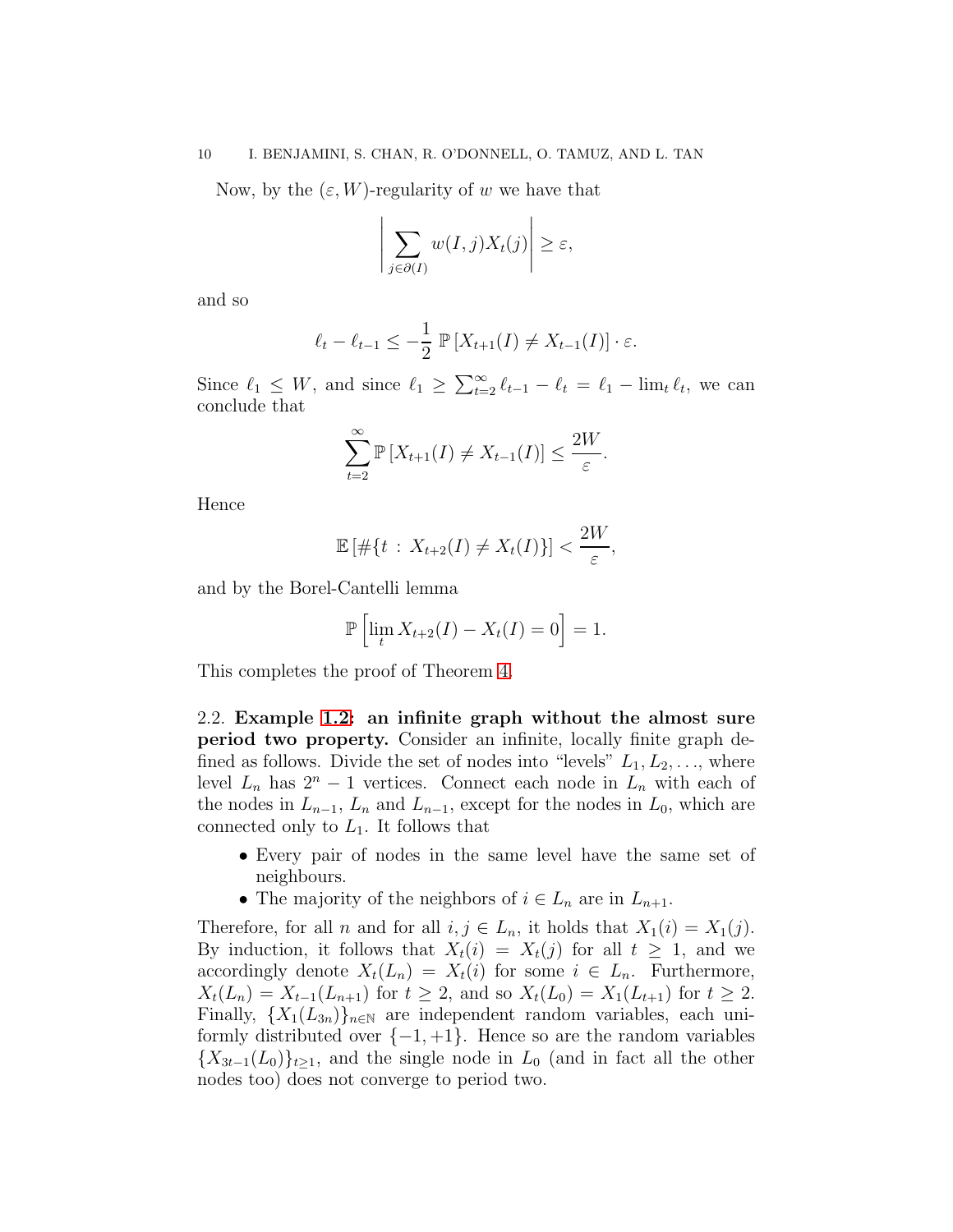Now, by the $(\varepsilon, W)$-regularity of $w$ we have that

$$\left| \sum_{j \in \partial(I)} w(I,j) X_t(j) \right| \geq \varepsilon,$$

and so

$$\ell_t - \ell_{t-1} \leq -\frac{1}{2}\, \mathbb{P}\left[X_{t+1}(I) \neq X_{t-1}(I)\right] \cdot \varepsilon.$$

Since $\ell_1 \leq W$, and since $\ell_1 \geq \sum_{t=2}^{\infty} \ell_{t-1} - \ell_t = \ell_1 - \lim_t \ell_t$, we can conclude that

$$\sum_{t=2}^{\infty} \mathbb{P}\left[X_{t+1}(I) \neq X_{t-1}(I)\right] \leq \frac{2W}{\varepsilon}.$$

Hence

$$\mathbb{E}\left[\#\{t \,:\, X_{t+2}(I) \neq X_t(I)\}\right] < \frac{2W}{\varepsilon},$$

and by the Borel-Cantelli lemma

$$\mathbb{P}\left[\lim_t X_{t+2}(I) - X_t(I) = 0\right] = 1.$$

This completes the proof of Theorem 4.

2.2. **Example 1.2: an infinite graph without the almost sure period two property.** Consider an infinite, locally finite graph defined as follows. Divide the set of nodes into "levels" $L_1, L_2, \ldots$, where level $L_n$ has $2^n - 1$ vertices. Connect each node in $L_n$ with each of the nodes in $L_{n-1}$, $L_n$ and $L_{n-1}$, except for the nodes in $L_0$, which are connected only to $L_1$. It follows that

- Every pair of nodes in the same level have the same set of neighbours.
- The majority of the neighbors of $i \in L_n$ are in $L_{n+1}$.

Therefore, for all $n$ and for all $i, j \in L_n$, it holds that $X_1(i) = X_1(j)$. By induction, it follows that $X_t(i) = X_t(j)$ for all $t \geq 1$, and we accordingly denote $X_t(L_n) = X_t(i)$ for some $i \in L_n$. Furthermore, $X_t(L_n) = X_{t-1}(L_{n+1})$ for $t \geq 2$, and so $X_t(L_0) = X_1(L_{t+1})$ for $t \geq 2$. Finally, $\{X_1(L_{3n})\}_{n \in \mathbb{N}}$ are independent random variables, each uniformly distributed over $\{-1, +1\}$. Hence so are the random variables $\{X_{3t-1}(L_0)\}_{t \geq 1}$, and the single node in $L_0$ (and in fact all the other nodes too) does not converge to period two.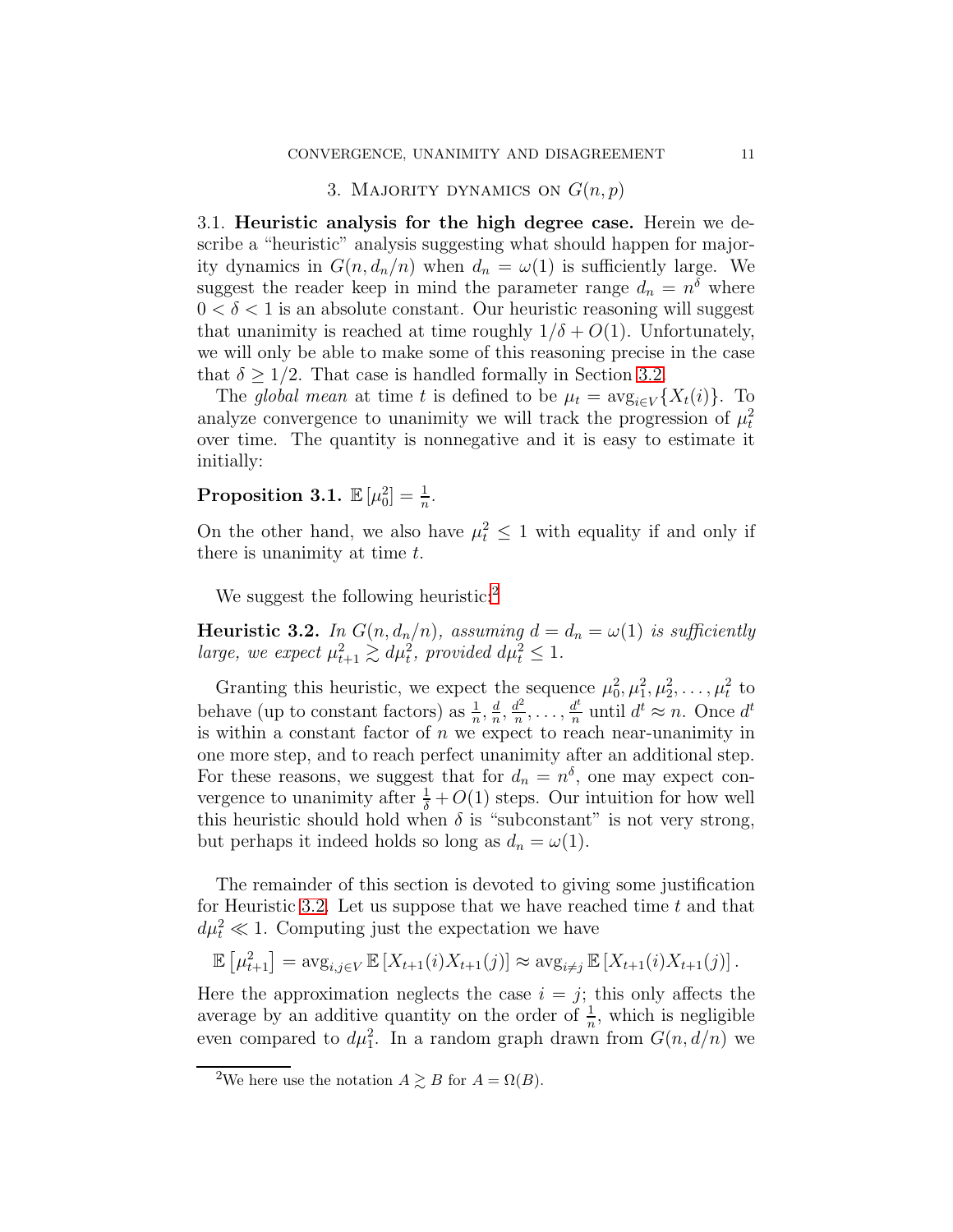## 3. Majority dynamics on $G(n, p)$

3.1. **Heuristic analysis for the high degree case.** Herein we describe a "heuristic" analysis suggesting what should happen for majority dynamics in $G(n, d_n/n)$ when $d_n = \omega(1)$ is sufficiently large. We suggest the reader keep in mind the parameter range $d_n = n^\delta$ where $0 < \delta < 1$ is an absolute constant. Our heuristic reasoning will suggest that unanimity is reached at time roughly $1/\delta + O(1)$. Unfortunately, we will only be able to make some of this reasoning precise in the case that $\delta \geq 1/2$. That case is handled formally in Section 3.2.

The *global mean* at time $t$ is defined to be $\mu_t = \text{avg}_{i \in V}\{X_t(i)\}$. To analyze convergence to unanimity we will track the progression of $\mu_t^2$ over time. The quantity is nonnegative and it is easy to estimate it initially:

**Proposition 3.1.** $\mathbb{E}[\mu_0^2] = \frac{1}{n}$.

On the other hand, we also have $\mu_t^2 \leq 1$ with equality if and only if there is unanimity at time $t$.

We suggest the following heuristic:[2]

**Heuristic 3.2.** *In $G(n, d_n/n)$, assuming $d = d_n = \omega(1)$ is sufficiently large, we expect $\mu_{t+1}^2 \gtrsim d\mu_t^2$, provided $d\mu_t^2 \leq 1$.*

Granting this heuristic, we expect the sequence $\mu_0^2, \mu_1^2, \mu_2^2, \ldots, \mu_t^2$ to behave (up to constant factors) as $\frac{1}{n}, \frac{d}{n}, \frac{d^2}{n}, \ldots, \frac{d^t}{n}$ until $d^t \approx n$. Once $d^t$ is within a constant factor of $n$ we expect to reach near-unanimity in one more step, and to reach perfect unanimity after an additional step. For these reasons, we suggest that for $d_n = n^\delta$, one may expect convergence to unanimity after $\frac{1}{\delta} + O(1)$ steps. Our intuition for how well this heuristic should hold when $\delta$ is "subconstant" is not very strong, but perhaps it indeed holds so long as $d_n = \omega(1)$.

The remainder of this section is devoted to giving some justification for Heuristic 3.2. Let us suppose that we have reached time $t$ and that $d\mu_t^2 \ll 1$. Computing just the expectation we have

$$\mathbb{E}\left[\mu_{t+1}^2\right] = \text{avg}_{i,j \in V}\, \mathbb{E}\left[X_{t+1}(i)X_{t+1}(j)\right] \approx \text{avg}_{i \neq j}\, \mathbb{E}\left[X_{t+1}(i)X_{t+1}(j)\right].$$

Here the approximation neglects the case $i = j$; this only affects the average by an additive quantity on the order of $\frac{1}{n}$, which is negligible even compared to $d\mu_1^2$. In a random graph drawn from $G(n, d/n)$ we

[2] We here use the notation $A \gtrsim B$ for $A = \Omega(B)$.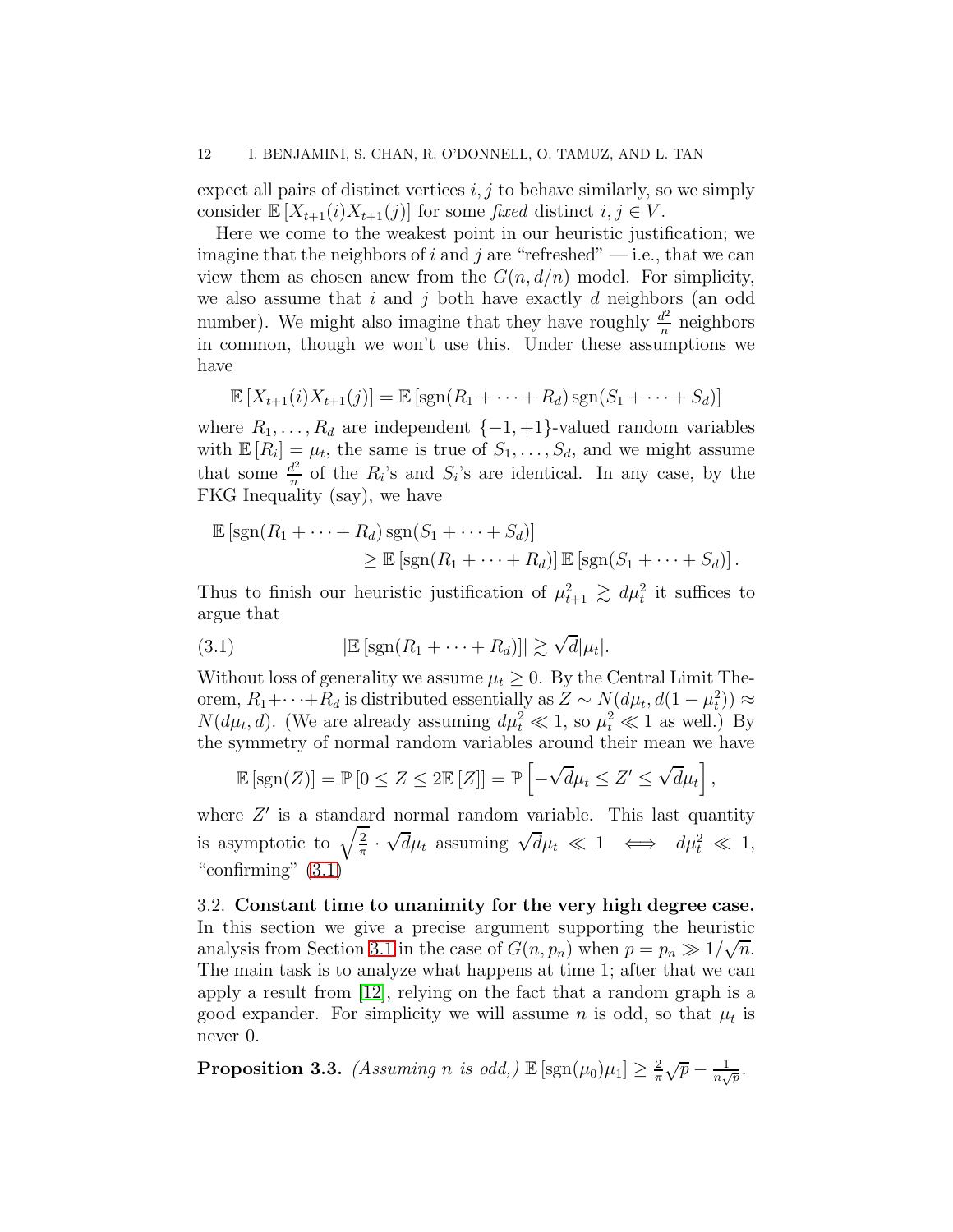expect all pairs of distinct vertices $i, j$ to behave similarly, so we simply consider $\mathbb{E}[X_{t+1}(i)X_{t+1}(j)]$ for some *fixed* distinct $i, j \in V$.

Here we come to the weakest point in our heuristic justification; we imagine that the neighbors of $i$ and $j$ are "refreshed" — i.e., that we can view them as chosen anew from the $G(n, d/n)$ model. For simplicity, we also assume that $i$ and $j$ both have exactly $d$ neighbors (an odd number). We might also imagine that they have roughly $\frac{d^2}{n}$ neighbors in common, though we won't use this. Under these assumptions we have

$$\mathbb{E}[X_{t+1}(i)X_{t+1}(j)] = \mathbb{E}[\operatorname{sgn}(R_1 + \cdots + R_d)\operatorname{sgn}(S_1 + \cdots + S_d)]$$

where $R_1, \ldots, R_d$ are independent $\{-1, +1\}$-valued random variables with $\mathbb{E}[R_i] = \mu_t$, the same is true of $S_1, \ldots, S_d$, and we might assume that some $\frac{d^2}{n}$ of the $R_i$'s and $S_i$'s are identical. In any case, by the FKG Inequality (say), we have

$$\begin{aligned}\mathbb{E}[\operatorname{sgn}(R_1 + \cdots + R_d)\operatorname{sgn}(S_1 + \cdots + S_d)]\\ \geq \mathbb{E}[\operatorname{sgn}(R_1 + \cdots + R_d)]\,\mathbb{E}[\operatorname{sgn}(S_1 + \cdots + S_d)].\end{aligned}$$

Thus to finish our heuristic justification of $\mu_{t+1}^2 \gtrsim d\mu_t^2$ it suffices to argue that

$$|\mathbb{E}[\operatorname{sgn}(R_1 + \cdots + R_d)]| \gtrsim \sqrt{d}|\mu_t|. \tag{3.1}$$

Without loss of generality we assume $\mu_t \geq 0$. By the Central Limit Theorem, $R_1 + \cdots + R_d$ is distributed essentially as $Z \sim N(d\mu_t, d(1 - \mu_t^2)) \approx N(d\mu_t, d)$. (We are already assuming $d\mu_t^2 \ll 1$, so $\mu_t^2 \ll 1$ as well.) By the symmetry of normal random variables around their mean we have

$$\mathbb{E}[\operatorname{sgn}(Z)] = \mathbb{P}[0 \leq Z \leq 2\mathbb{E}[Z]] = \mathbb{P}\left[-\sqrt{d}\mu_t \leq Z' \leq \sqrt{d}\mu_t\right],$$

where $Z'$ is a standard normal random variable. This last quantity is asymptotic to $\sqrt{\frac{2}{\pi}} \cdot \sqrt{d}\mu_t$ assuming $\sqrt{d}\mu_t \ll 1 \iff d\mu_t^2 \ll 1$, "confirming" (3.1)

3.2. **Constant time to unanimity for the very high degree case.** In this section we give a precise argument supporting the heuristic analysis from Section 3.1 in the case of $G(n, p_n)$ when $p = p_n \gg 1/\sqrt{n}$. The main task is to analyze what happens at time 1; after that we can apply a result from [12], relying on the fact that a random graph is a good expander. For simplicity we will assume $n$ is odd, so that $\mu_t$ is never 0.

**Proposition 3.3.** *(Assuming $n$ is odd,)* $\mathbb{E}[\operatorname{sgn}(\mu_0)\mu_1] \geq \frac{2}{\pi}\sqrt{p} - \frac{1}{n\sqrt{p}}$.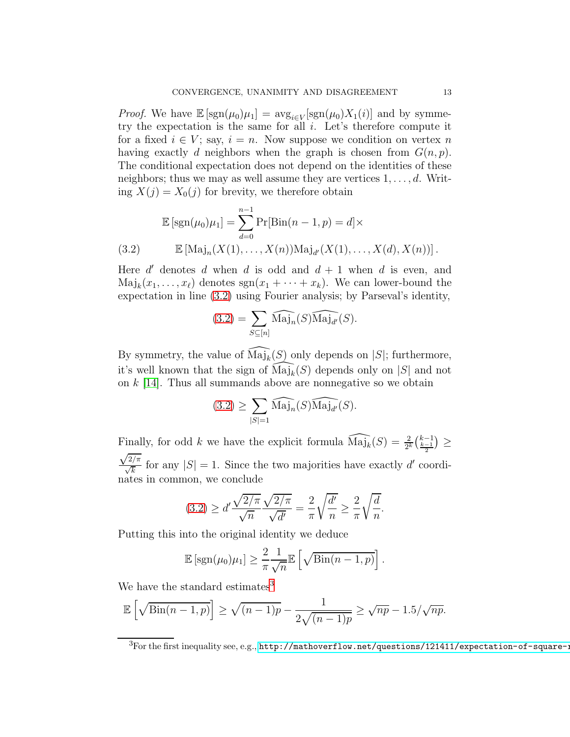*Proof.* We have $\mathbb{E}[\mathrm{sgn}(\mu_0)\mu_1] = \mathrm{avg}_{i \in V}[\mathrm{sgn}(\mu_0)X_1(i)]$ and by symmetry the expectation is the same for all $i$. Let's therefore compute it for a fixed $i \in V$; say, $i = n$. Now suppose we condition on vertex $n$ having exactly $d$ neighbors when the graph is chosen from $G(n,p)$. The conditional expectation does not depend on the identities of these neighbors; thus we may as well assume they are vertices $1,\ldots,d$. Writing $X(j) = X_0(j)$ for brevity, we therefore obtain

$$\mathbb{E}[\mathrm{sgn}(\mu_0)\mu_1] = \sum_{d=0}^{n-1} \Pr[\mathrm{Bin}(n-1,p) = d] \times$$

$$\mathbb{E}[\mathrm{Maj}_n(X(1),\ldots,X(n))\mathrm{Maj}_{d'}(X(1),\ldots,X(d),X(n))]. \tag{3.2}$$

Here $d'$ denotes $d$ when $d$ is odd and $d+1$ when $d$ is even, and $\mathrm{Maj}_k(x_1,\ldots,x_\ell)$ denotes $\mathrm{sgn}(x_1+\cdots+x_k)$. We can lower-bound the expectation in line (3.2) using Fourier analysis; by Parseval's identity,

$$(3.2) = \sum_{S \subseteq [n]} \widehat{\mathrm{Maj}_n}(S)\widehat{\mathrm{Maj}_{d'}}(S).$$

By symmetry, the value of $\widehat{\mathrm{Maj}_k}(S)$ only depends on $|S|$; furthermore, it's well known that the sign of $\widehat{\mathrm{Maj}_k}(S)$ depends only on $|S|$ and not on $k$ [14]. Thus all summands above are nonnegative so we obtain

$$(3.2) \geq \sum_{|S|=1} \widehat{\mathrm{Maj}_n}(S)\widehat{\mathrm{Maj}_{d'}}(S).$$

Finally, for odd $k$ we have the explicit formula $\widehat{\mathrm{Maj}_k}(S) = \frac{2}{2^k}\binom{k-1}{\frac{k-1}{2}} \geq \frac{\sqrt{2/\pi}}{\sqrt{k}}$ for any $|S| = 1$. Since the two majorities have exactly $d'$ coordinates in common, we conclude

$$(3.2) \geq d' \frac{\sqrt{2/\pi}}{\sqrt{n}} \frac{\sqrt{2/\pi}}{\sqrt{d'}} = \frac{2}{\pi}\sqrt{\frac{d'}{n}} \geq \frac{2}{\pi}\sqrt{\frac{d}{n}}.$$

Putting this into the original identity we deduce

$$\mathbb{E}[\mathrm{sgn}(\mu_0)\mu_1] \geq \frac{2}{\pi}\frac{1}{\sqrt{n}}\mathbb{E}\left[\sqrt{\mathrm{Bin}(n-1,p)}\right].$$

We have the standard estimates[3]

$$\mathbb{E}\left[\sqrt{\mathrm{Bin}(n-1,p)}\right] \geq \sqrt{(n-1)p} - \frac{1}{2\sqrt{(n-1)p}} \geq \sqrt{np} - 1.5/\sqrt{np}.$$

[3]For the first inequality see, e.g., http://mathoverflow.net/questions/121411/expectation-of-square-r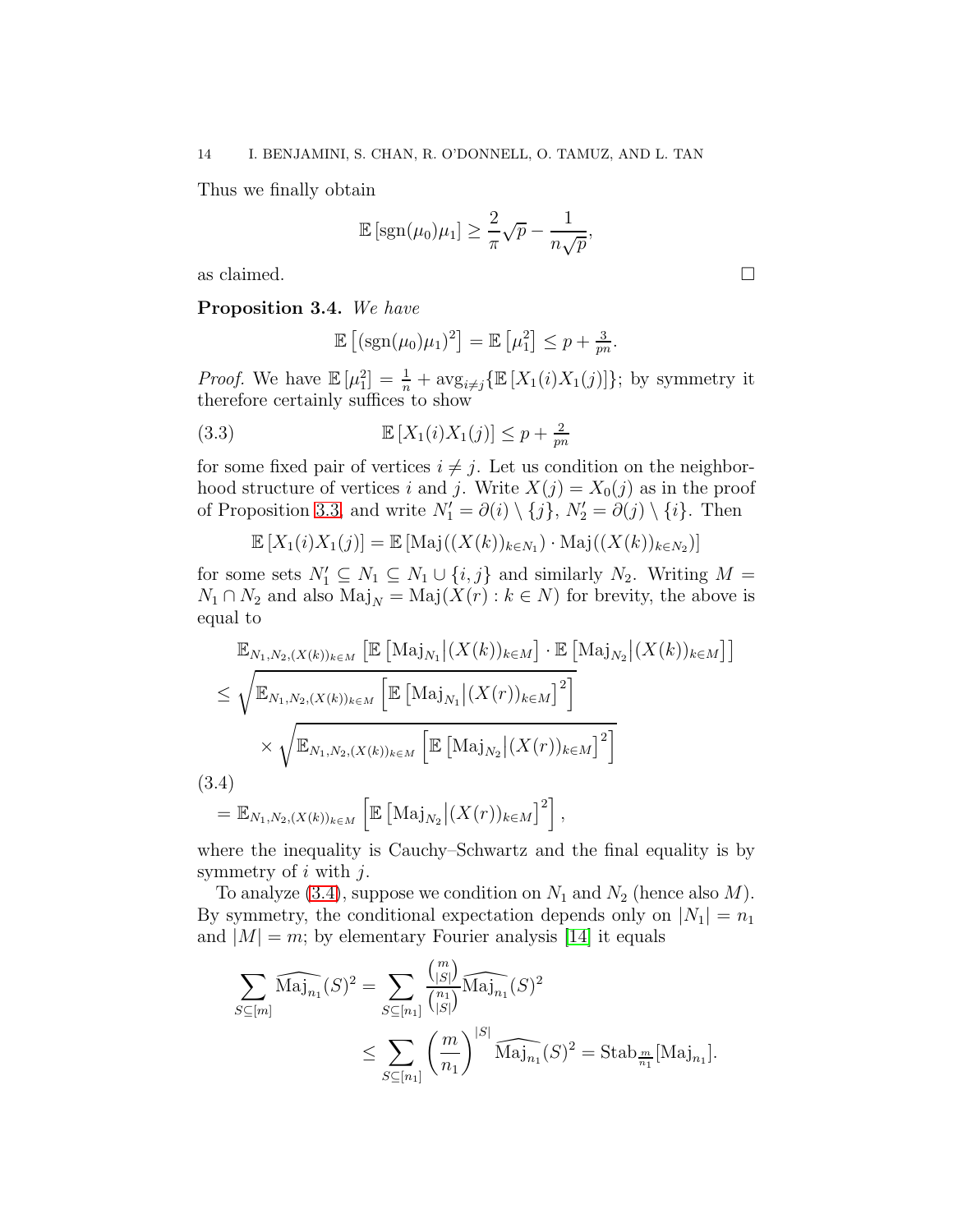Thus we finally obtain

$$\mathbb{E}\left[\operatorname{sgn}(\mu_0)\mu_1\right] \geq \frac{2}{\pi}\sqrt{p} - \frac{1}{n\sqrt{p}},$$

as claimed. $\square$

**Proposition 3.4.** *We have*

$$\mathbb{E}\left[(\operatorname{sgn}(\mu_0)\mu_1)^2\right] = \mathbb{E}\left[\mu_1^2\right] \leq p + \tfrac{3}{pn}.$$

*Proof.* We have $\mathbb{E}\left[\mu_1^2\right] = \frac{1}{n} + \operatorname{avg}_{i\neq j}\{\mathbb{E}\left[X_1(i)X_1(j)\right]\}$; by symmetry it therefore certainly suffices to show

$$\mathbb{E}\left[X_1(i)X_1(j)\right] \leq p + \tfrac{2}{pn} \tag{3.3}$$

for some fixed pair of vertices $i \neq j$. Let us condition on the neighborhood structure of vertices $i$ and $j$. Write $X(j) = X_0(j)$ as in the proof of Proposition 3.3, and write $N_1' = \partial(i) \setminus \{j\}$, $N_2' = \partial(j) \setminus \{i\}$. Then

$$\mathbb{E}\left[X_1(i)X_1(j)\right] = \mathbb{E}\left[\operatorname{Maj}((X(k))_{k\in N_1}) \cdot \operatorname{Maj}((X(k))_{k\in N_2})\right]$$

for some sets $N_1' \subseteq N_1 \subseteq N_1 \cup \{i,j\}$ and similarly $N_2$. Writing $M = N_1 \cap N_2$ and also $\operatorname{Maj}_N = \operatorname{Maj}(X(r) : k \in N)$ for brevity, the above is equal to

$$\begin{aligned}
&\mathbb{E}_{N_1,N_2,(X(k))_{k\in M}}\left[\mathbb{E}\left[\operatorname{Maj}_{N_1}\middle|(X(k))_{k\in M}\right]\cdot \mathbb{E}\left[\operatorname{Maj}_{N_2}\middle|(X(k))_{k\in M}\right]\right] \\
&\leq \sqrt{\mathbb{E}_{N_1,N_2,(X(k))_{k\in M}}\left[\mathbb{E}\left[\operatorname{Maj}_{N_1}\middle|(X(r))_{k\in M}\right]^2\right]} \\
&\qquad \times \sqrt{\mathbb{E}_{N_1,N_2,(X(k))_{k\in M}}\left[\mathbb{E}\left[\operatorname{Maj}_{N_2}\middle|(X(r))_{k\in M}\right]^2\right]}
\end{aligned}$$

$$= \mathbb{E}_{N_1,N_2,(X(k))_{k\in M}}\left[\mathbb{E}\left[\operatorname{Maj}_{N_2}\middle|(X(r))_{k\in M}\right]^2\right], \tag{3.4}$$

where the inequality is Cauchy–Schwartz and the final equality is by symmetry of $i$ with $j$.

To analyze (3.4), suppose we condition on $N_1$ and $N_2$ (hence also $M$). By symmetry, the conditional expectation depends only on $|N_1| = n_1$ and $|M| = m$; by elementary Fourier analysis [14] it equals

$$\begin{aligned}
\sum_{S\subseteq[m]} \widehat{\operatorname{Maj}_{n_1}}(S)^2 &= \sum_{S\subseteq[n_1]} \frac{\binom{m}{|S|}}{\binom{n_1}{|S|}} \widehat{\operatorname{Maj}_{n_1}}(S)^2 \\
&\leq \sum_{S\subseteq[n_1]} \left(\frac{m}{n_1}\right)^{|S|} \widehat{\operatorname{Maj}_{n_1}}(S)^2 = \operatorname{Stab}_{\frac{m}{n_1}}[\operatorname{Maj}_{n_1}].
\end{aligned}$$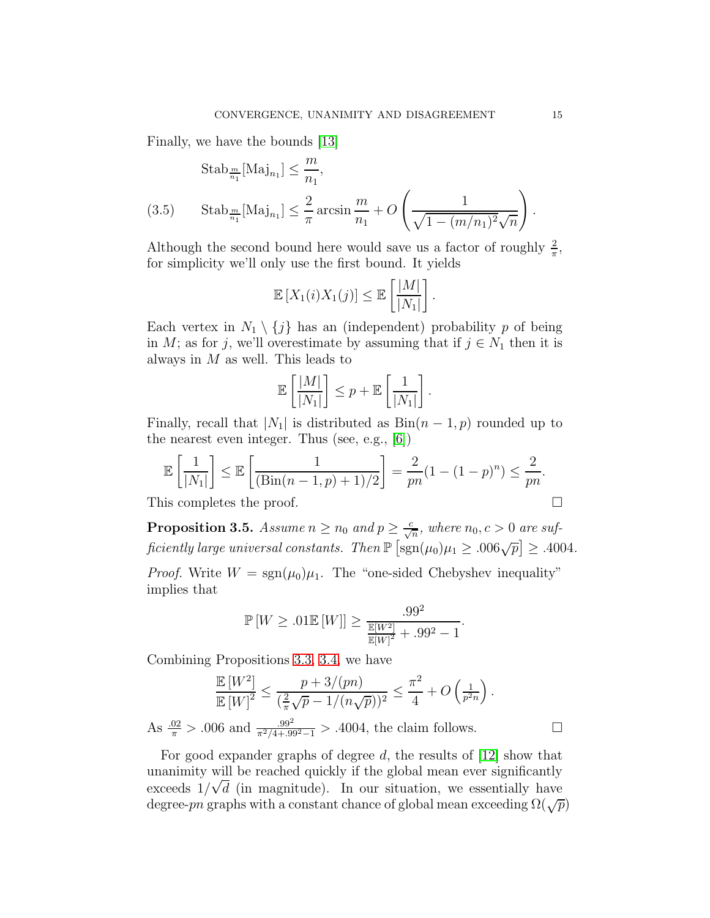Finally, we have the bounds [13]

$$\mathrm{Stab}_{\frac{m}{n_1}}[\mathrm{Maj}_{n_1}] \le \frac{m}{n_1},$$

$$\mathrm{Stab}_{\frac{m}{n_1}}[\mathrm{Maj}_{n_1}] \le \frac{2}{\pi}\arcsin\frac{m}{n_1} + O\left(\frac{1}{\sqrt{1-(m/n_1)^2}\sqrt{n}}\right). \tag{3.5}$$

Although the second bound here would save us a factor of roughly $\frac{2}{\pi}$, for simplicity we'll only use the first bound. It yields

$$\mathbb{E}\left[X_1(i)X_1(j)\right] \le \mathbb{E}\left[\frac{|M|}{|N_1|}\right].$$

Each vertex in $N_1 \setminus \{j\}$ has an (independent) probability $p$ of being in $M$; as for $j$, we'll overestimate by assuming that if $j \in N_1$ then it is always in $M$ as well. This leads to

$$\mathbb{E}\left[\frac{|M|}{|N_1|}\right] \le p + \mathbb{E}\left[\frac{1}{|N_1|}\right].$$

Finally, recall that $|N_1|$ is distributed as $\mathrm{Bin}(n-1,p)$ rounded up to the nearest even integer. Thus (see, e.g., [6])

$$\mathbb{E}\left[\frac{1}{|N_1|}\right] \le \mathbb{E}\left[\frac{1}{(\mathrm{Bin}(n-1,p)+1)/2}\right] = \frac{2}{pn}(1-(1-p)^n) \le \frac{2}{pn}.$$

This completes the proof. $\square$

**Proposition 3.5.** *Assume $n \ge n_0$ and $p \ge \frac{c}{\sqrt{n}}$, where $n_0, c > 0$ are sufficiently large universal constants. Then $\mathbb{P}\left[\mathrm{sgn}(\mu_0)\mu_1 \ge .006\sqrt{p}\right] \ge .4004$.*

*Proof.* Write $W = \mathrm{sgn}(\mu_0)\mu_1$. The "one-sided Chebyshev inequality" implies that

$$\mathbb{P}\left[W \ge .01\mathbb{E}\left[W\right]\right] \ge \frac{.99^2}{\frac{\mathbb{E}[W^2]}{\mathbb{E}[W]^2} + .99^2 - 1}.$$

Combining Propositions 3.3, 3.4, we have

$$\frac{\mathbb{E}\left[W^2\right]}{\mathbb{E}\left[W\right]^2} \le \frac{p + 3/(pn)}{(\frac{2}{\pi}\sqrt{p} - 1/(n\sqrt{p}))^2} \le \frac{\pi^2}{4} + O\left(\tfrac{1}{p^2 n}\right).$$

As $\frac{.02}{\pi} > .006$ and $\frac{.99^2}{\pi^2/4+.99^2-1} > .4004$, the claim follows. $\square$

For good expander graphs of degree $d$, the results of [12] show that unanimity will be reached quickly if the global mean ever significantly exceeds $1/\sqrt{d}$ (in magnitude). In our situation, we essentially have degree-$pn$ graphs with a constant chance of global mean exceeding $\Omega(\sqrt{p})$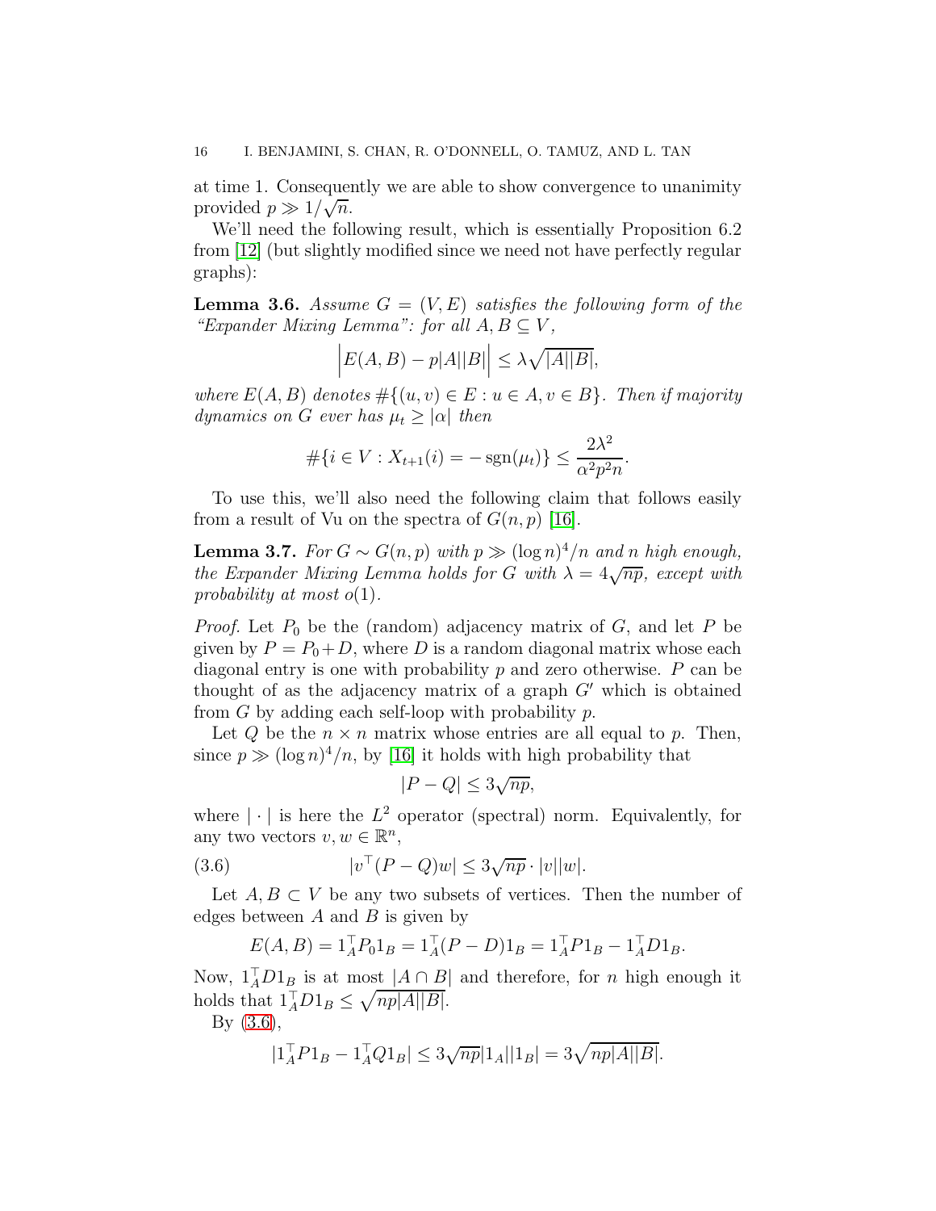at time 1. Consequently we are able to show convergence to unanimity provided $p \gg 1/\sqrt{n}$.

We'll need the following result, which is essentially Proposition 6.2 from [12] (but slightly modified since we need not have perfectly regular graphs):

**Lemma 3.6.** *Assume $G = (V, E)$ satisfies the following form of the "Expander Mixing Lemma": for all $A, B \subseteq V$,*

$$\Big| E(A, B) - p|A||B| \Big| \leq \lambda \sqrt{|A||B|},$$

*where $E(A, B)$ denotes $\#\{(u, v) \in E : u \in A, v \in B\}$. Then if majority dynamics on $G$ ever has $\mu_t \geq |\alpha|$ then*

$$\#\{i \in V : X_{t+1}(i) = -\operatorname{sgn}(\mu_t)\} \leq \frac{2\lambda^2}{\alpha^2 p^2 n}.$$

To use this, we'll also need the following claim that follows easily from a result of Vu on the spectra of $G(n, p)$ [16].

**Lemma 3.7.** *For $G \sim G(n, p)$ with $p \gg (\log n)^4/n$ and $n$ high enough, the Expander Mixing Lemma holds for $G$ with $\lambda = 4\sqrt{np}$, except with probability at most $o(1)$.*

*Proof.* Let $P_0$ be the (random) adjacency matrix of $G$, and let $P$ be given by $P = P_0 + D$, where $D$ is a random diagonal matrix whose each diagonal entry is one with probability $p$ and zero otherwise. $P$ can be thought of as the adjacency matrix of a graph $G'$ which is obtained from $G$ by adding each self-loop with probability $p$.

Let $Q$ be the $n \times n$ matrix whose entries are all equal to $p$. Then, since $p \gg (\log n)^4/n$, by [16] it holds with high probability that

$$|P - Q| \leq 3\sqrt{np},$$

where $|\cdot|$ is here the $L^2$ operator (spectral) norm. Equivalently, for any two vectors $v, w \in \mathbb{R}^n$,

$$|v^\top (P - Q) w| \leq 3\sqrt{np} \cdot |v||w|. \tag{3.6}$$

Let $A, B \subset V$ be any two subsets of vertices. Then the number of edges between $A$ and $B$ is given by

$$E(A, B) = 1_A^\top P_0 1_B = 1_A^\top (P - D) 1_B = 1_A^\top P 1_B - 1_A^\top D 1_B.$$

Now, $1_A^\top D 1_B$ is at most $|A \cap B|$ and therefore, for $n$ high enough it holds that $1_A^\top D 1_B \leq \sqrt{np|A||B|}$.

By (3.6),

$$|1_A^\top P 1_B - 1_A^\top Q 1_B| \leq 3\sqrt{np}|1_A||1_B| = 3\sqrt{np|A||B|}.$$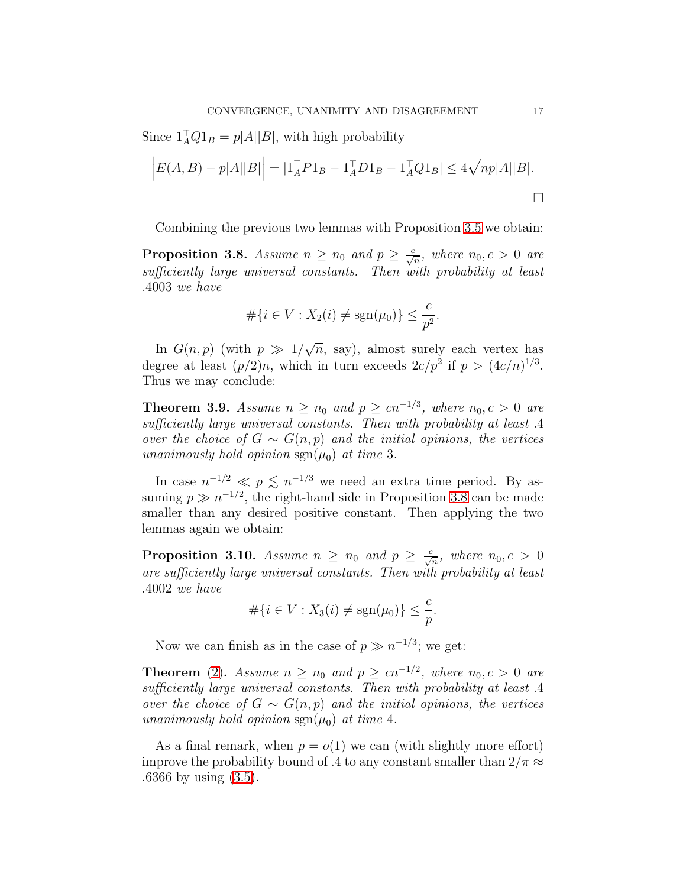Since $1_A^\top Q 1_B = p|A||B|$, with high probability

$$\Big|E(A,B) - p|A||B|\Big| = |1_A^\top P 1_B - 1_A^\top D 1_B - 1_A^\top Q 1_B| \leq 4\sqrt{np|A||B|}.$$

□

Combining the previous two lemmas with Proposition 3.5 we obtain:

**Proposition 3.8.** *Assume $n \geq n_0$ and $p \geq \frac{c}{\sqrt{n}}$, where $n_0, c > 0$ are sufficiently large universal constants. Then with probability at least .4003 we have*

$$\#\{i \in V : X_2(i) \neq \operatorname{sgn}(\mu_0)\} \leq \frac{c}{p^2}.$$

In $G(n,p)$ (with $p \gg 1/\sqrt{n}$, say), almost surely each vertex has degree at least $(p/2)n$, which in turn exceeds $2c/p^2$ if $p > (4c/n)^{1/3}$. Thus we may conclude:

**Theorem 3.9.** *Assume $n \geq n_0$ and $p \geq cn^{-1/3}$, where $n_0, c > 0$ are sufficiently large universal constants. Then with probability at least .4 over the choice of $G \sim G(n,p)$ and the initial opinions, the vertices unanimously hold opinion $\operatorname{sgn}(\mu_0)$ at time 3.*

In case $n^{-1/2} \ll p \lesssim n^{-1/3}$ we need an extra time period. By assuming $p \gg n^{-1/2}$, the right-hand side in Proposition 3.8 can be made smaller than any desired positive constant. Then applying the two lemmas again we obtain:

**Proposition 3.10.** *Assume $n \geq n_0$ and $p \geq \frac{c}{\sqrt{n}}$, where $n_0, c > 0$ are sufficiently large universal constants. Then with probability at least .4002 we have*

$$\#\{i \in V : X_3(i) \neq \operatorname{sgn}(\mu_0)\} \leq \frac{c}{p}.$$

Now we can finish as in the case of $p \gg n^{-1/3}$; we get:

**Theorem (2).** *Assume $n \geq n_0$ and $p \geq cn^{-1/2}$, where $n_0, c > 0$ are sufficiently large universal constants. Then with probability at least .4 over the choice of $G \sim G(n,p)$ and the initial opinions, the vertices unanimously hold opinion $\operatorname{sgn}(\mu_0)$ at time 4.*

As a final remark, when $p = o(1)$ we can (with slightly more effort) improve the probability bound of .4 to any constant smaller than $2/\pi \approx .6366$ by using (3.5).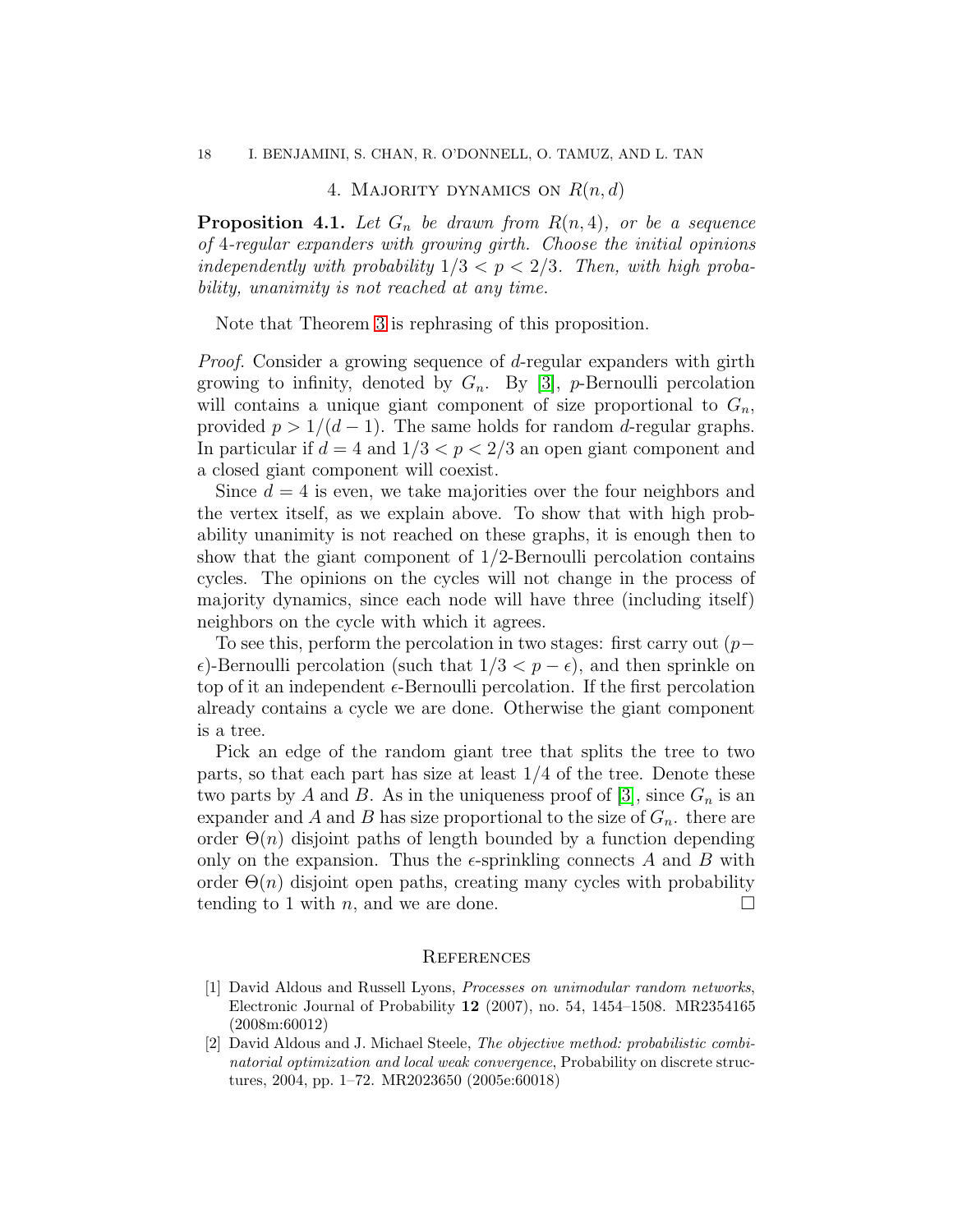## 4. Majority dynamics on $R(n, d)$

**Proposition 4.1.** *Let $G_n$ be drawn from $R(n, 4)$, or be a sequence of 4-regular expanders with growing girth. Choose the initial opinions independently with probability $1/3 < p < 2/3$. Then, with high probability, unanimity is not reached at any time.*

Note that Theorem 3 is rephrasing of this proposition.

*Proof.* Consider a growing sequence of $d$-regular expanders with girth growing to infinity, denoted by $G_n$. By [3], $p$-Bernoulli percolation will contains a unique giant component of size proportional to $G_n$, provided $p > 1/(d-1)$. The same holds for random $d$-regular graphs. In particular if $d = 4$ and $1/3 < p < 2/3$ an open giant component and a closed giant component will coexist.

Since $d = 4$ is even, we take majorities over the four neighbors and the vertex itself, as we explain above. To show that with high probability unanimity is not reached on these graphs, it is enough then to show that the giant component of $1/2$-Bernoulli percolation contains cycles. The opinions on the cycles will not change in the process of majority dynamics, since each node will have three (including itself) neighbors on the cycle with which it agrees.

To see this, perform the percolation in two stages: first carry out $(p-\epsilon)$-Bernoulli percolation (such that $1/3 < p - \epsilon$), and then sprinkle on top of it an independent $\epsilon$-Bernoulli percolation. If the first percolation already contains a cycle we are done. Otherwise the giant component is a tree.

Pick an edge of the random giant tree that splits the tree to two parts, so that each part has size at least $1/4$ of the tree. Denote these two parts by $A$ and $B$. As in the uniqueness proof of [3], since $G_n$ is an expander and $A$ and $B$ has size proportional to the size of $G_n$. there are order $\Theta(n)$ disjoint paths of length bounded by a function depending only on the expansion. Thus the $\epsilon$-sprinkling connects $A$ and $B$ with order $\Theta(n)$ disjoint open paths, creating many cycles with probability tending to 1 with $n$, and we are done. □

## References

[1] David Aldous and Russell Lyons, *Processes on unimodular random networks*, Electronic Journal of Probability **12** (2007), no. 54, 1454–1508. MR2354165 (2008m:60012)

[2] David Aldous and J. Michael Steele, *The objective method: probabilistic combinatorial optimization and local weak convergence*, Probability on discrete structures, 2004, pp. 1–72. MR2023650 (2005e:60018)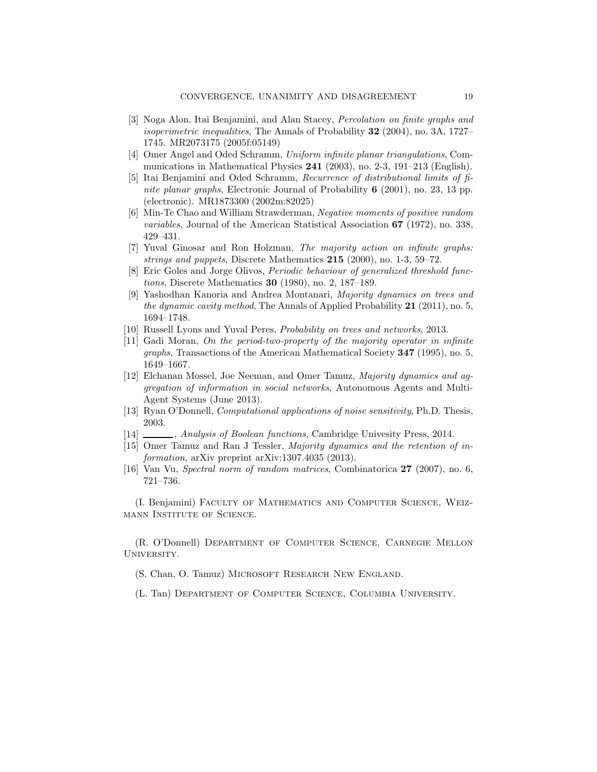[3] Noga Alon, Itai Benjamini, and Alan Stacey, *Percolation on finite graphs and isoperimetric inequalities*, The Annals of Probability **32** (2004), no. 3A, 1727–1745. MR2073175 (2005f:05149)

[4] Omer Angel and Oded Schramm, *Uniform infinite planar triangulations*, Communications in Mathematical Physics **241** (2003), no. 2-3, 191–213 (English).

[5] Itai Benjamini and Oded Schramm, *Recurrence of distributional limits of finite planar graphs*, Electronic Journal of Probability **6** (2001), no. 23, 13 pp. (electronic). MR1873300 (2002m:82025)

[6] Min-Te Chao and William Strawderman, *Negative moments of positive random variables*, Journal of the American Statistical Association **67** (1972), no. 338, 429–431.

[7] Yuval Ginosar and Ron Holzman, *The majority action on infinite graphs: strings and puppets*, Discrete Mathematics **215** (2000), no. 1-3, 59–72.

[8] Eric Goles and Jorge Olivos, *Periodic behaviour of generalized threshold functions*, Discrete Mathematics **30** (1980), no. 2, 187–189.

[9] Yashodhan Kanoria and Andrea Montanari, *Majority dynamics on trees and the dynamic cavity method*, The Annals of Applied Probability **21** (2011), no. 5, 1694–1748.

[10] Russell Lyons and Yuval Peres, *Probability on trees and networks*, 2013.

[11] Gadi Moran, *On the period-two-property of the majority operator in infinite graphs*, Transactions of the American Mathematical Society **347** (1995), no. 5, 1649–1667.

[12] Elchanan Mossel, Joe Neeman, and Omer Tamuz, *Majority dynamics and aggregation of information in social networks*, Autonomous Agents and Multi-Agent Systems (June 2013).

[13] Ryan O'Donnell, *Computational applications of noise sensitivity*, Ph.D. Thesis, 2003.

[14] ______, *Analysis of Boolean functions*, Cambridge Univesity Press, 2014.

[15] Omer Tamuz and Ran J Tessler, *Majority dynamics and the retention of information*, arXiv preprint arXiv:1307.4035 (2013).

[16] Van Vu, *Spectral norm of random matrices*, Combinatorica **27** (2007), no. 6, 721–736.

(I. Benjamini) Faculty of Mathematics and Computer Science, Weizmann Institute of Science.

(R. O'Donnell) Department of Computer Science, Carnegie Mellon University.

(S. Chan, O. Tamuz) Microsoft Research New England.

(L. Tan) Department of Computer Science, Columbia University.